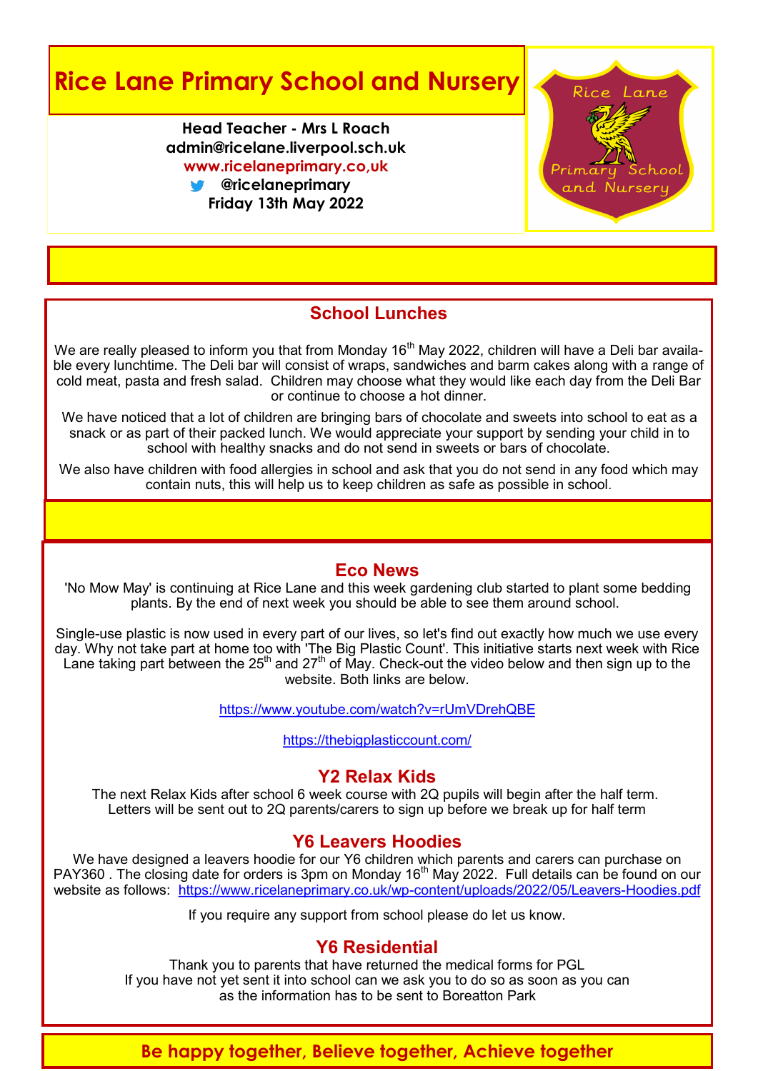# Rice Lane Primary School and Nursery

**Head Teacher - Mrs L Roach**
**admin@ricelane.liverpool.sch.uk**
**www.ricelaneprimary.co,uk**
**@ricelaneprimary**
**Friday 13th May 2022**

Rice Lane Primary School and Nursery

## School Lunches

We are really pleased to inform you that from Monday 16th May 2022, children will have a Deli bar available every lunchtime. The Deli bar will consist of wraps, sandwiches and barm cakes along with a range of cold meat, pasta and fresh salad. Children may choose what they would like each day from the Deli Bar or continue to choose a hot dinner.

We have noticed that a lot of children are bringing bars of chocolate and sweets into school to eat as a snack or as part of their packed lunch. We would appreciate your support by sending your child in to school with healthy snacks and do not send in sweets or bars of chocolate.

We also have children with food allergies in school and ask that you do not send in any food which may contain nuts, this will help us to keep children as safe as possible in school.

## Eco News

'No Mow May' is continuing at Rice Lane and this week gardening club started to plant some bedding plants. By the end of next week you should be able to see them around school.

Single-use plastic is now used in every part of our lives, so let's find out exactly how much we use every day. Why not take part at home too with 'The Big Plastic Count'. This initiative starts next week with Rice Lane taking part between the 25th and 27th of May. Check-out the video below and then sign up to the website. Both links are below.

https://www.youtube.com/watch?v=rUmVDrehQBE

https://thebigplasticcount.com/

## Y2 Relax Kids

The next Relax Kids after school 6 week course with 2Q pupils will begin after the half term. Letters will be sent out to 2Q parents/carers to sign up before we break up for half term

## Y6 Leavers Hoodies

We have designed a leavers hoodie for our Y6 children which parents and carers can purchase on PAY360 . The closing date for orders is 3pm on Monday 16th May 2022. Full details can be found on our website as follows: https://www.ricelaneprimary.co.uk/wp-content/uploads/2022/05/Leavers-Hoodies.pdf

If you require any support from school please do let us know.

## Y6 Residential

Thank you to parents that have returned the medical forms for PGL
If you have not yet sent it into school can we ask you to do so as soon as you can as the information has to be sent to Boreatton Park

**Be happy together, Believe together, Achieve together**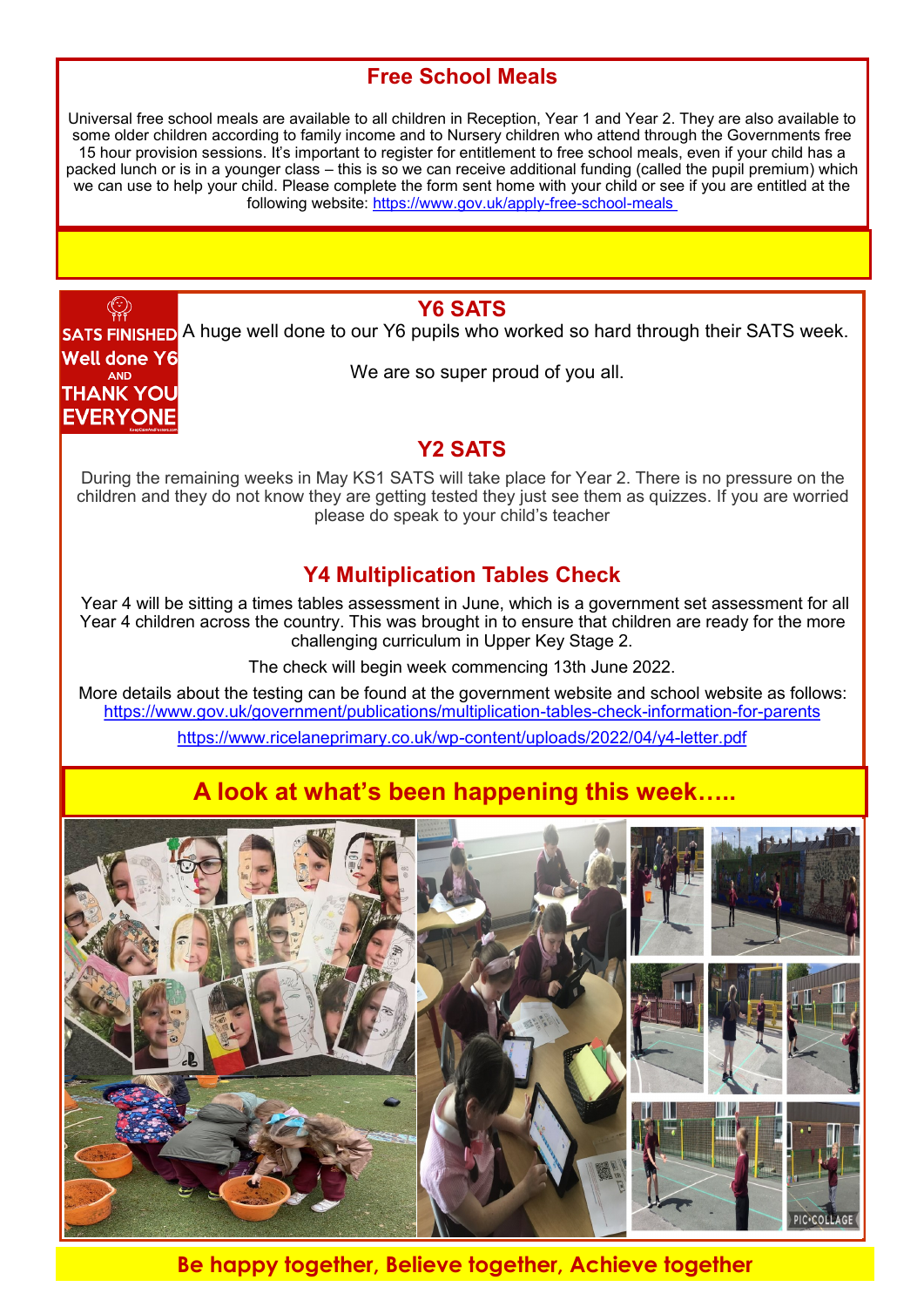## Free School Meals

Universal free school meals are available to all children in Reception, Year 1 and Year 2. They are also available to some older children according to family income and to Nursery children who attend through the Governments free 15 hour provision sessions. It's important to register for entitlement to free school meals, even if your child has a packed lunch or is in a younger class – this is so we can receive additional funding (called the pupil premium) which we can use to help your child. Please complete the form sent home with your child or see if you are entitled at the following website: [https://www.gov.uk/apply-free-school-meals](https://www.gov.uk/apply-free-school-meals)

## Y6 SATS

SATS FINISHED
Well done Y6
AND
THANK YOU
EVERYONE

A huge well done to our Y6 pupils who worked so hard through their SATS week.

We are so super proud of you all.

## Y2 SATS

During the remaining weeks in May KS1 SATS will take place for Year 2. There is no pressure on the children and they do not know they are getting tested they just see them as quizzes. If you are worried please do speak to your child's teacher

## Y4 Multiplication Tables Check

Year 4 will be sitting a times tables assessment in June, which is a government set assessment for all Year 4 children across the country. This was brought in to ensure that children are ready for the more challenging curriculum in Upper Key Stage 2.

The check will begin week commencing 13th June 2022.

More details about the testing can be found at the government website and school website as follows:
[https://www.gov.uk/government/publications/multiplication-tables-check-information-for-parents](https://www.gov.uk/government/publications/multiplication-tables-check-information-for-parents)

[https://www.ricelaneprimary.co.uk/wp-content/uploads/2022/04/y4-letter.pdf](https://www.ricelaneprimary.co.uk/wp-content/uploads/2022/04/y4-letter.pdf)

## A look at what's been happening this week…..

**Be happy together, Believe together, Achieve together**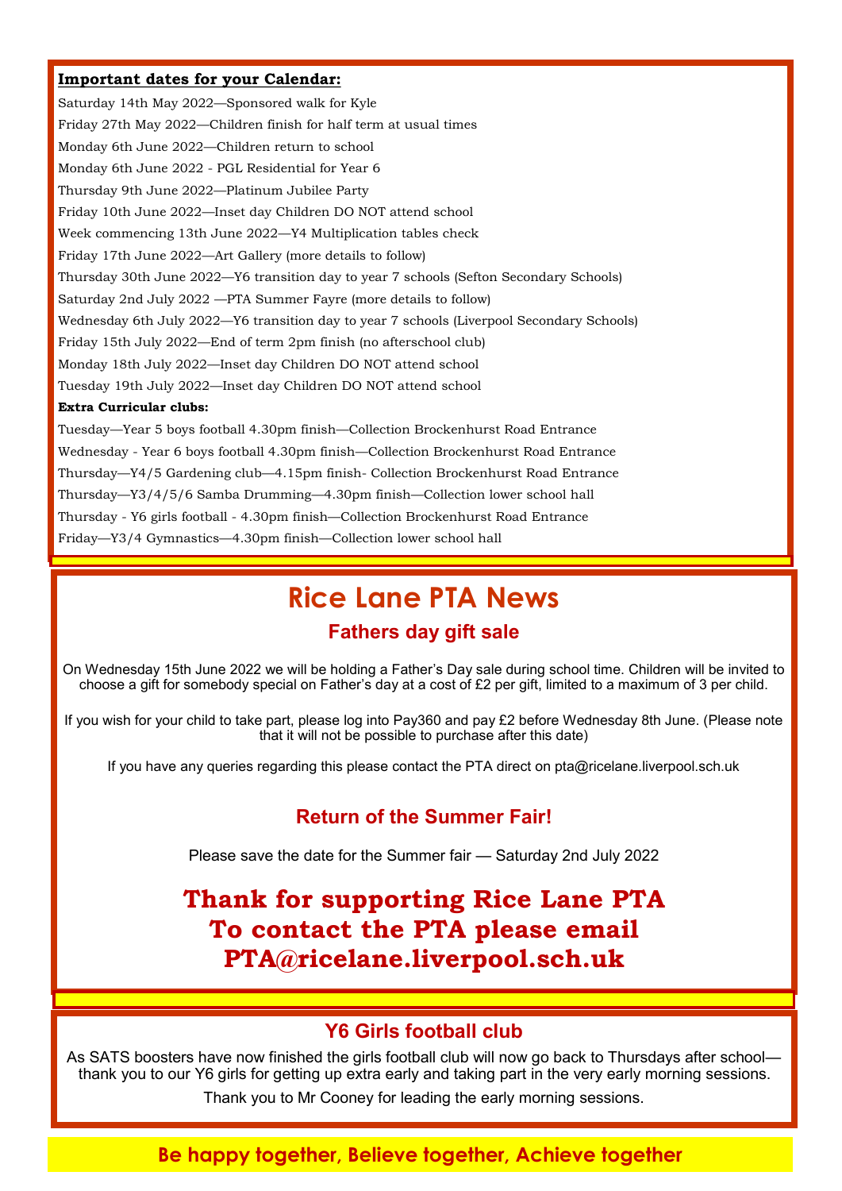**Important dates for your Calendar:**

Saturday 14th May 2022—Sponsored walk for Kyle

Friday 27th May 2022—Children finish for half term at usual times

Monday 6th June 2022—Children return to school

Monday 6th June 2022 - PGL Residential for Year 6

Thursday 9th June 2022—Platinum Jubilee Party

Friday 10th June 2022—Inset day Children DO NOT attend school

Week commencing 13th June 2022—Y4 Multiplication tables check

Friday 17th June 2022—Art Gallery (more details to follow)

Thursday 30th June 2022—Y6 transition day to year 7 schools (Sefton Secondary Schools)

Saturday 2nd July 2022 —PTA Summer Fayre (more details to follow)

Wednesday 6th July 2022—Y6 transition day to year 7 schools (Liverpool Secondary Schools)

Friday 15th July 2022—End of term 2pm finish (no afterschool club)

Monday 18th July 2022—Inset day Children DO NOT attend school

Tuesday 19th July 2022—Inset day Children DO NOT attend school

**Extra Curricular clubs:**

Tuesday—Year 5 boys football 4.30pm finish—Collection Brockenhurst Road Entrance

Wednesday - Year 6 boys football 4.30pm finish—Collection Brockenhurst Road Entrance

Thursday—Y4/5 Gardening club—4.15pm finish- Collection Brockenhurst Road Entrance

Thursday—Y3/4/5/6 Samba Drumming—4.30pm finish—Collection lower school hall

Thursday - Y6 girls football - 4.30pm finish—Collection Brockenhurst Road Entrance

Friday—Y3/4 Gymnastics—4.30pm finish—Collection lower school hall

# Rice Lane PTA News

## Fathers day gift sale

On Wednesday 15th June 2022 we will be holding a Father's Day sale during school time. Children will be invited to choose a gift for somebody special on Father's day at a cost of £2 per gift, limited to a maximum of 3 per child.

If you wish for your child to take part, please log into Pay360 and pay £2 before Wednesday 8th June. (Please note that it will not be possible to purchase after this date)

If you have any queries regarding this please contact the PTA direct on pta@ricelane.liverpool.sch.uk

## Return of the Summer Fair!

Please save the date for the Summer fair — Saturday 2nd July 2022

**Thank for supporting Rice Lane PTA**
**To contact the PTA please email**
**PTA@ricelane.liverpool.sch.uk**

## Y6 Girls football club

As SATS boosters have now finished the girls football club will now go back to Thursdays after school—thank you to our Y6 girls for getting up extra early and taking part in the very early morning sessions.

Thank you to Mr Cooney for leading the early morning sessions.

**Be happy together, Believe together, Achieve together**